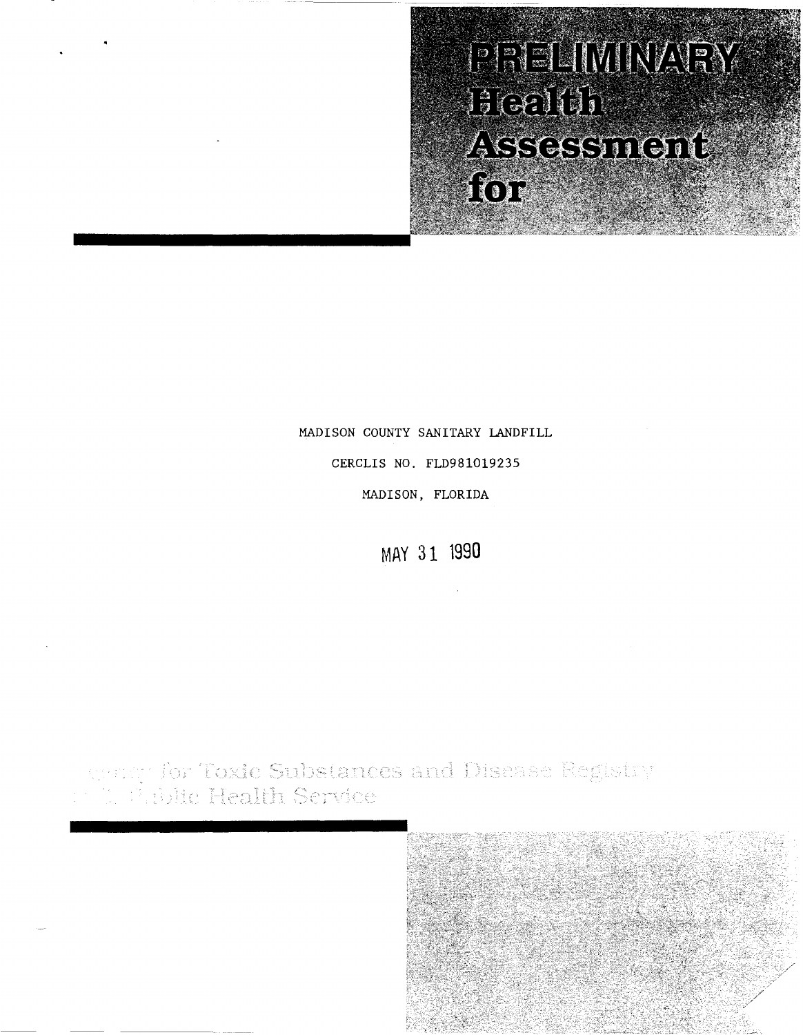# PRELIMINARY Health Assessment for

MADISON COUNTY SANITARY LANDFILL

CERCLIS NO. FLD981019235

MADISON, FLORIDA

MAY 31 1990

Agency for Toxic Substances and Disease Registry
U.S. Public Health Service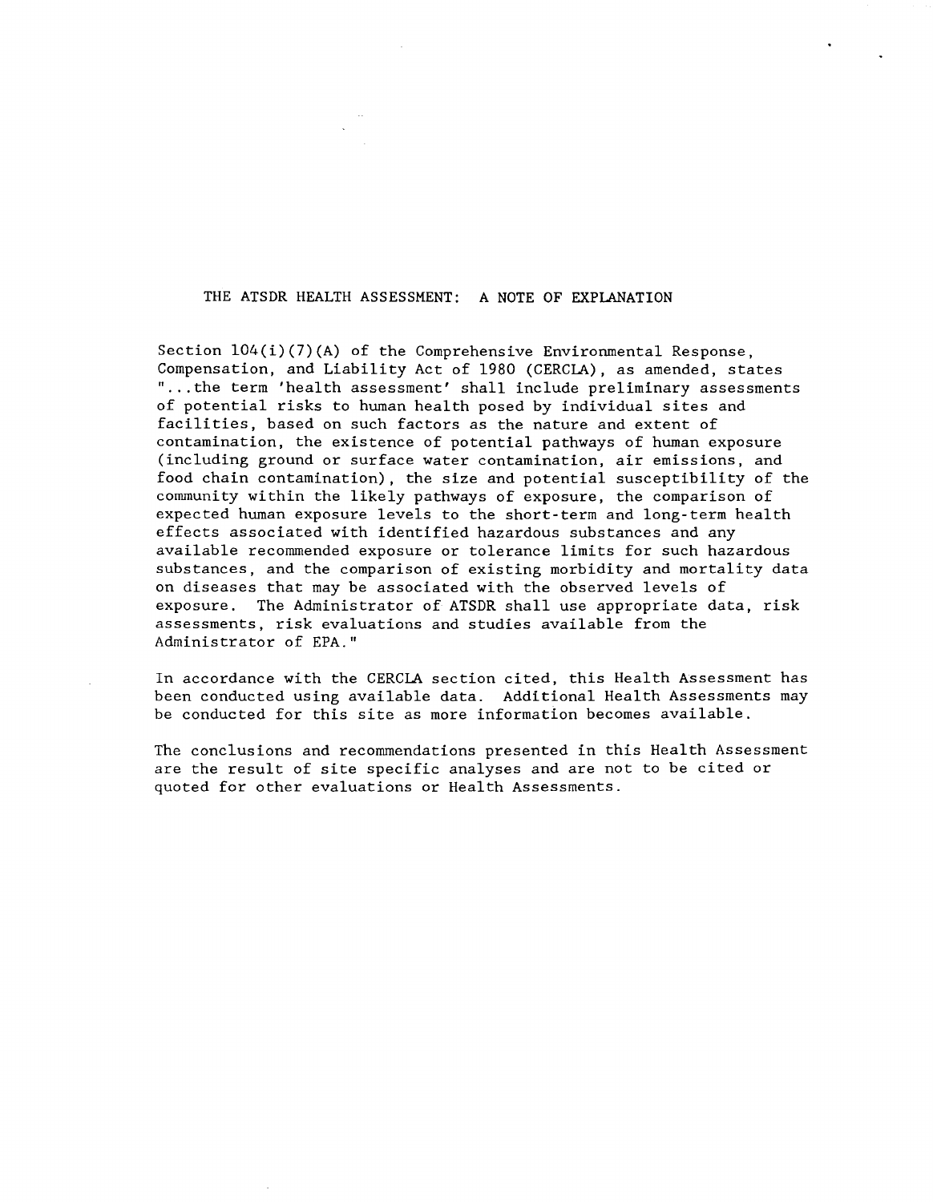## THE ATSDR HEALTH ASSESSMENT: A NOTE OF EXPLANATION

Section 104(i)(7)(A) of the Comprehensive Environmental Response, Compensation, and Liability Act of 1980 (CERCLA), as amended, states "...the term 'health assessment' shall include preliminary assessments of potential risks to human health posed by individual sites and facilities, based on such factors as the nature and extent of contamination, the existence of potential pathways of human exposure (including ground or surface water contamination, air emissions, and food chain contamination), the size and potential susceptibility of the community within the likely pathways of exposure, the comparison of expected human exposure levels to the short-term and long-term health effects associated with identified hazardous substances and any available recommended exposure or tolerance limits for such hazardous substances, and the comparison of existing morbidity and mortality data on diseases that may be associated with the observed levels of exposure. The Administrator of ATSDR shall use appropriate data, risk assessments, risk evaluations and studies available from the Administrator of EPA."

In accordance with the CERCLA section cited, this Health Assessment has been conducted using available data. Additional Health Assessments may be conducted for this site as more information becomes available.

The conclusions and recommendations presented in this Health Assessment are the result of site specific analyses and are not to be cited or quoted for other evaluations or Health Assessments.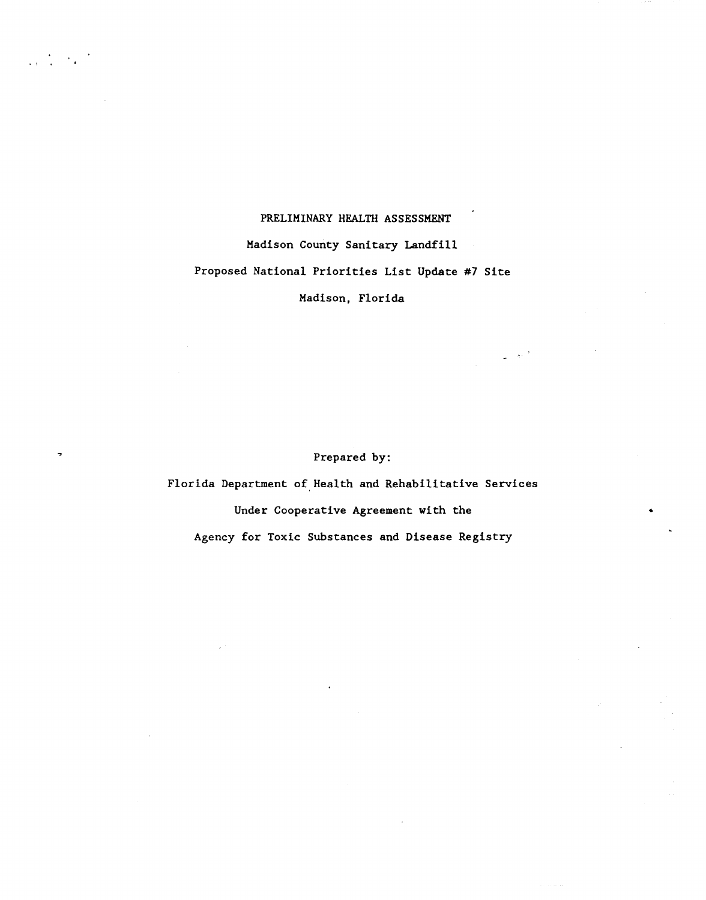# PRELIMINARY HEALTH ASSESSMENT

Madison County Sanitary Landfill

Proposed National Priorities List Update #7 Site

Madison, Florida

Prepared by:

Florida Department of Health and Rehabilitative Services

Under Cooperative Agreement with the

Agency for Toxic Substances and Disease Registry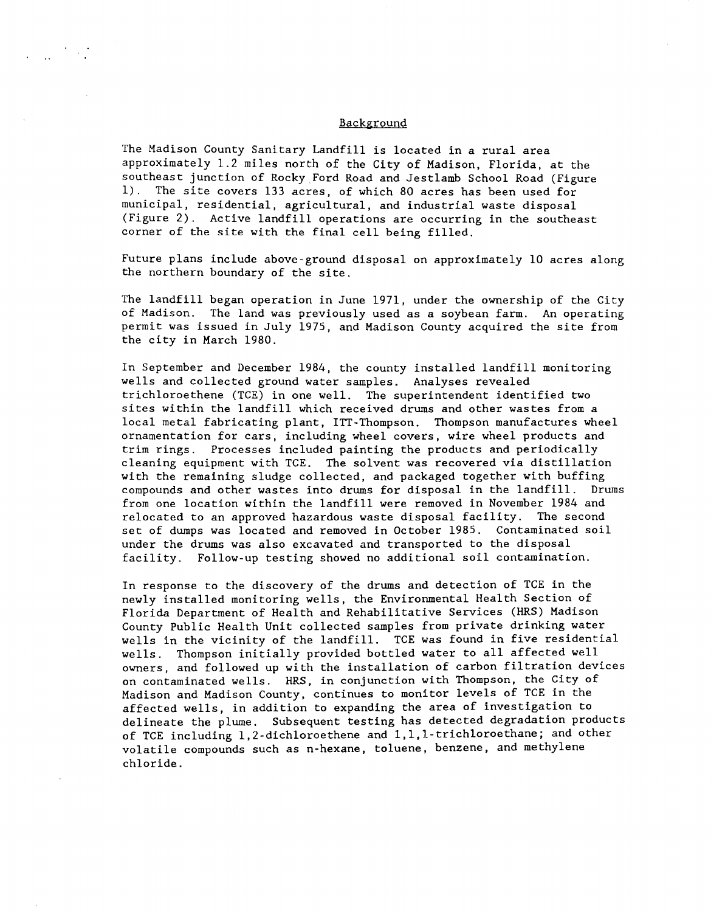## Background

The Madison County Sanitary Landfill is located in a rural area approximately 1.2 miles north of the City of Madison, Florida, at the southeast junction of Rocky Ford Road and Jestlamb School Road (Figure 1). The site covers 133 acres, of which 80 acres has been used for municipal, residential, agricultural, and industrial waste disposal (Figure 2). Active landfill operations are occurring in the southeast corner of the site with the final cell being filled.

Future plans include above-ground disposal on approximately 10 acres along the northern boundary of the site.

The landfill began operation in June 1971, under the ownership of the City of Madison. The land was previously used as a soybean farm. An operating permit was issued in July 1975, and Madison County acquired the site from the city in March 1980.

In September and December 1984, the county installed landfill monitoring wells and collected ground water samples. Analyses revealed trichloroethene (TCE) in one well. The superintendent identified two sites within the landfill which received drums and other wastes from a local metal fabricating plant, ITT-Thompson. Thompson manufactures wheel ornamentation for cars, including wheel covers, wire wheel products and trim rings. Processes included painting the products and periodically cleaning equipment with TCE. The solvent was recovered via distillation with the remaining sludge collected, and packaged together with buffing compounds and other wastes into drums for disposal in the landfill. Drums from one location within the landfill were removed in November 1984 and relocated to an approved hazardous waste disposal facility. The second set of dumps was located and removed in October 1985. Contaminated soil under the drums was also excavated and transported to the disposal facility. Follow-up testing showed no additional soil contamination.

In response to the discovery of the drums and detection of TCE in the newly installed monitoring wells, the Environmental Health Section of Florida Department of Health and Rehabilitative Services (HRS) Madison County Public Health Unit collected samples from private drinking water wells in the vicinity of the landfill. TCE was found in five residential wells. Thompson initially provided bottled water to all affected well owners, and followed up with the installation of carbon filtration devices on contaminated wells. HRS, in conjunction with Thompson, the City of Madison and Madison County, continues to monitor levels of TCE in the affected wells, in addition to expanding the area of investigation to delineate the plume. Subsequent testing has detected degradation products of TCE including 1,2-dichloroethene and 1,1,1-trichloroethane; and other volatile compounds such as n-hexane, toluene, benzene, and methylene chloride.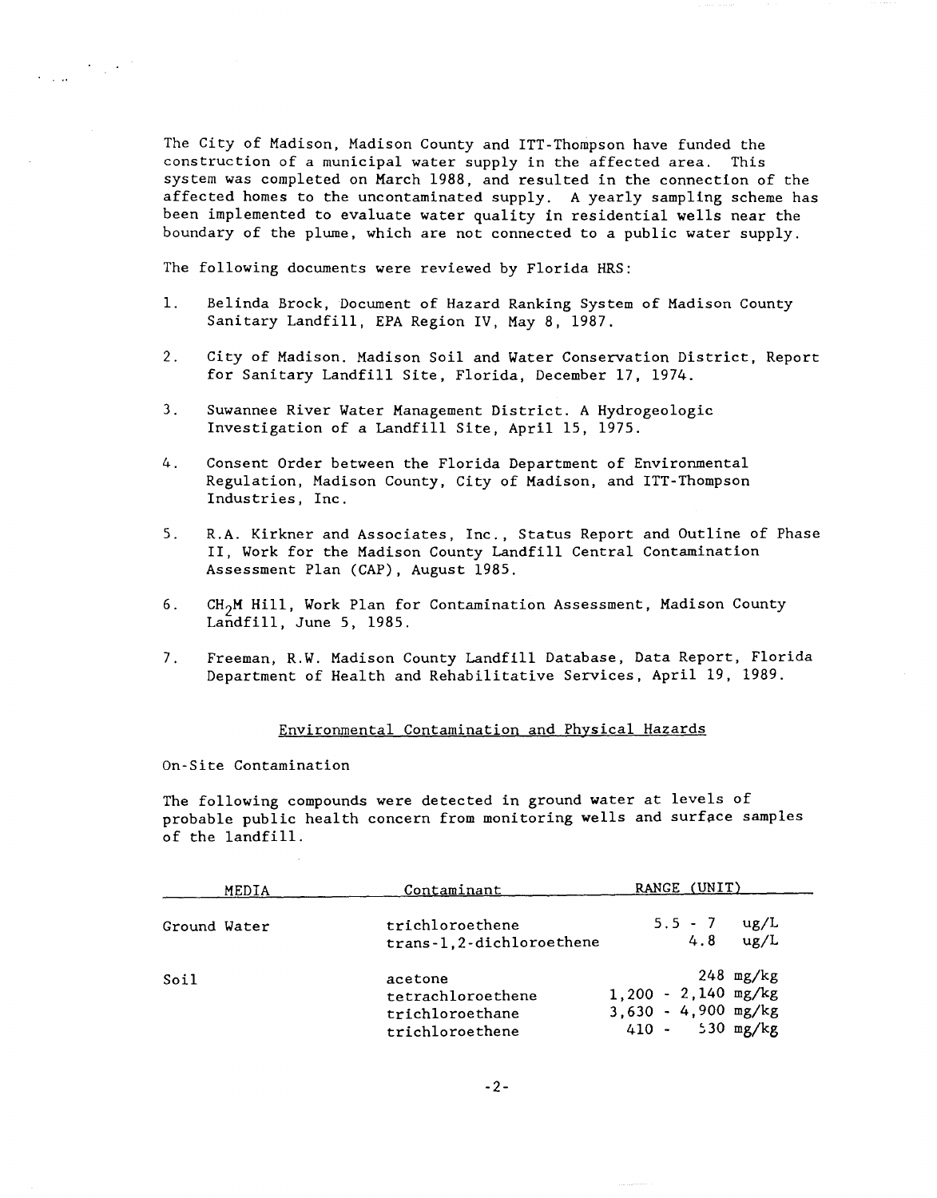The City of Madison, Madison County and ITT-Thompson have funded the construction of a municipal water supply in the affected area. This system was completed on March 1988, and resulted in the connection of the affected homes to the uncontaminated supply. A yearly sampling scheme has been implemented to evaluate water quality in residential wells near the boundary of the plume, which are not connected to a public water supply.

The following documents were reviewed by Florida HRS:

1. Belinda Brock, Document of Hazard Ranking System of Madison County Sanitary Landfill, EPA Region IV, May 8, 1987.

2. City of Madison. Madison Soil and Water Conservation District, Report for Sanitary Landfill Site, Florida, December 17, 1974.

3. Suwannee River Water Management District. A Hydrogeologic Investigation of a Landfill Site, April 15, 1975.

4. Consent Order between the Florida Department of Environmental Regulation, Madison County, City of Madison, and ITT-Thompson Industries, Inc.

5. R.A. Kirkner and Associates, Inc., Status Report and Outline of Phase II, Work for the Madison County Landfill Central Contamination Assessment Plan (CAP), August 1985.

6. $CH_2M$ Hill, Work Plan for Contamination Assessment, Madison County Landfill, June 5, 1985.

7. Freeman, R.W. Madison County Landfill Database, Data Report, Florida Department of Health and Rehabilitative Services, April 19, 1989.

## Environmental Contamination and Physical Hazards

On-Site Contamination

The following compounds were detected in ground water at levels of probable public health concern from monitoring wells and surface samples of the landfill.

| MEDIA | Contaminant | RANGE (UNIT) |
|---|---|---|
| Ground Water | trichloroethene | 5.5 - 7 ug/L |
| | trans-1,2-dichloroethene | 4.8 ug/L |
| Soil | acetone | 248 mg/kg |
| | tetrachloroethene | 1,200 - 2,140 mg/kg |
| | trichloroethane | 3,630 - 4,900 mg/kg |
| | trichloroethene | 410 - 530 mg/kg |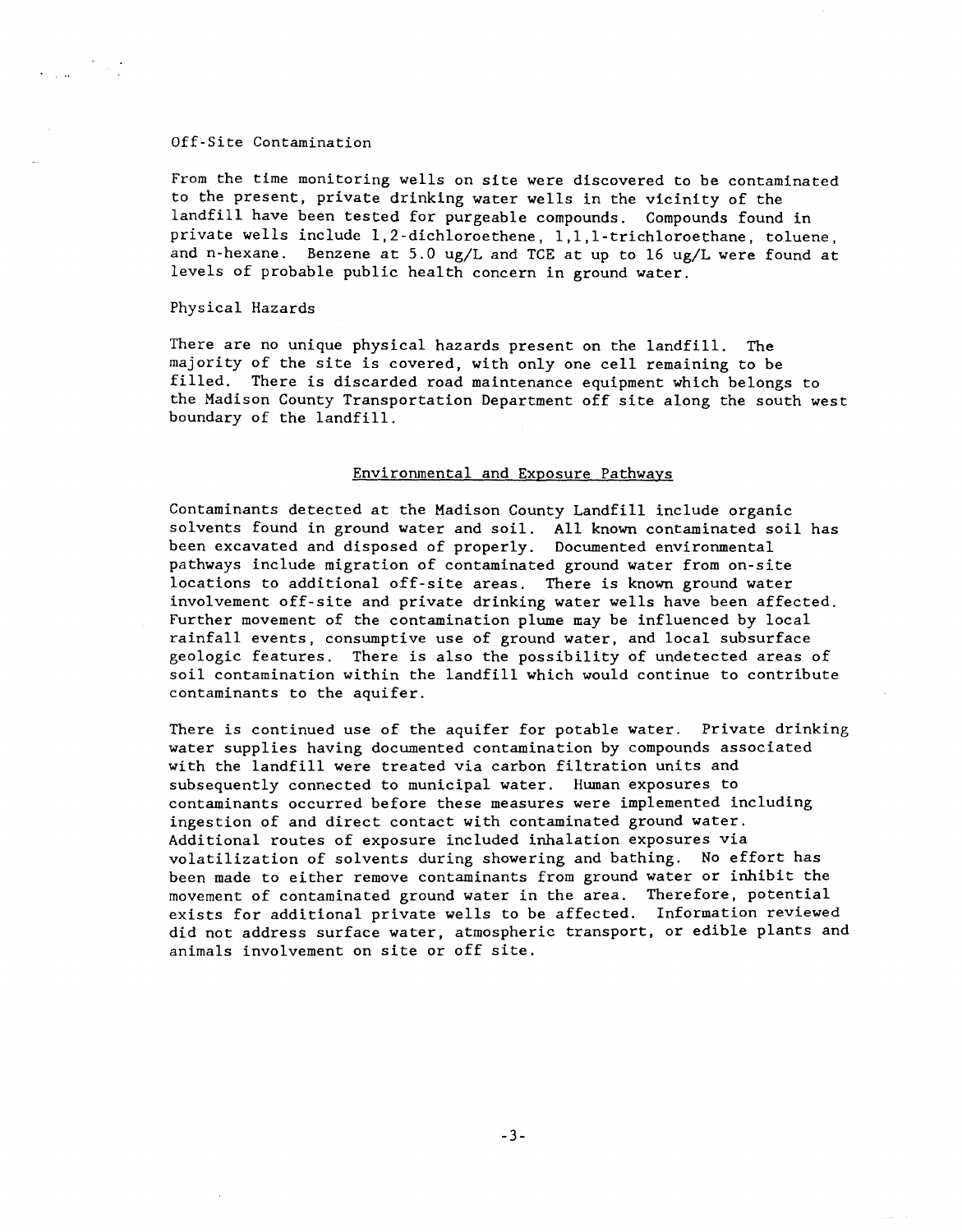Off-Site Contamination

From the time monitoring wells on site were discovered to be contaminated to the present, private drinking water wells in the vicinity of the landfill have been tested for purgeable compounds. Compounds found in private wells include 1,2-dichloroethene, 1,1,1-trichloroethane, toluene, and n-hexane. Benzene at 5.0 ug/L and TCE at up to 16 ug/L were found at levels of probable public health concern in ground water.

Physical Hazards

There are no unique physical hazards present on the landfill. The majority of the site is covered, with only one cell remaining to be filled. There is discarded road maintenance equipment which belongs to the Madison County Transportation Department off site along the south west boundary of the landfill.

## Environmental and Exposure Pathways

Contaminants detected at the Madison County Landfill include organic solvents found in ground water and soil. All known contaminated soil has been excavated and disposed of properly. Documented environmental pathways include migration of contaminated ground water from on-site locations to additional off-site areas. There is known ground water involvement off-site and private drinking water wells have been affected. Further movement of the contamination plume may be influenced by local rainfall events, consumptive use of ground water, and local subsurface geologic features. There is also the possibility of undetected areas of soil contamination within the landfill which would continue to contribute contaminants to the aquifer.

There is continued use of the aquifer for potable water. Private drinking water supplies having documented contamination by compounds associated with the landfill were treated via carbon filtration units and subsequently connected to municipal water. Human exposures to contaminants occurred before these measures were implemented including ingestion of and direct contact with contaminated ground water. Additional routes of exposure included inhalation exposures via volatilization of solvents during showering and bathing. No effort has been made to either remove contaminants from ground water or inhibit the movement of contaminated ground water in the area. Therefore, potential exists for additional private wells to be affected. Information reviewed did not address surface water, atmospheric transport, or edible plants and animals involvement on site or off site.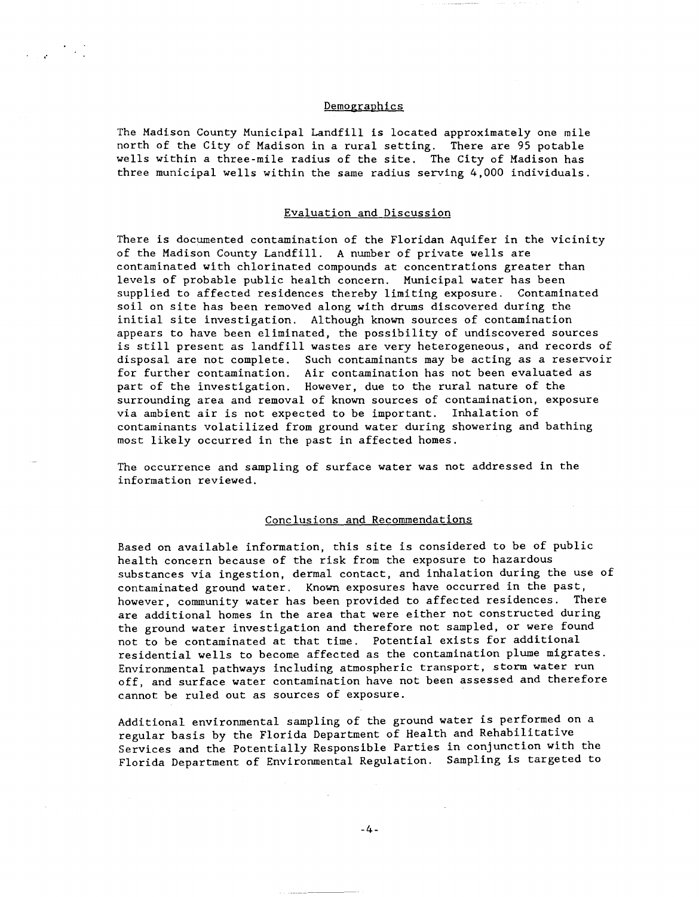## Demographics

The Madison County Municipal Landfill is located approximately one mile north of the City of Madison in a rural setting. There are 95 potable wells within a three-mile radius of the site. The City of Madison has three municipal wells within the same radius serving 4,000 individuals.

## Evaluation and Discussion

There is documented contamination of the Floridan Aquifer in the vicinity of the Madison County Landfill. A number of private wells are contaminated with chlorinated compounds at concentrations greater than levels of probable public health concern. Municipal water has been supplied to affected residences thereby limiting exposure. Contaminated soil on site has been removed along with drums discovered during the initial site investigation. Although known sources of contamination appears to have been eliminated, the possibility of undiscovered sources is still present as landfill wastes are very heterogeneous, and records of disposal are not complete. Such contaminants may be acting as a reservoir for further contamination. Air contamination has not been evaluated as part of the investigation. However, due to the rural nature of the surrounding area and removal of known sources of contamination, exposure via ambient air is not expected to be important. Inhalation of contaminants volatilized from ground water during showering and bathing most likely occurred in the past in affected homes.

The occurrence and sampling of surface water was not addressed in the information reviewed.

## Conclusions and Recommendations

Based on available information, this site is considered to be of public health concern because of the risk from the exposure to hazardous substances via ingestion, dermal contact, and inhalation during the use of contaminated ground water. Known exposures have occurred in the past, however, community water has been provided to affected residences. There are additional homes in the area that were either not constructed during the ground water investigation and therefore not sampled, or were found not to be contaminated at that time. Potential exists for additional residential wells to become affected as the contamination plume migrates. Environmental pathways including atmospheric transport, storm water run off, and surface water contamination have not been assessed and therefore cannot be ruled out as sources of exposure.

Additional environmental sampling of the ground water is performed on a regular basis by the Florida Department of Health and Rehabilitative Services and the Potentially Responsible Parties in conjunction with the Florida Department of Environmental Regulation. Sampling is targeted to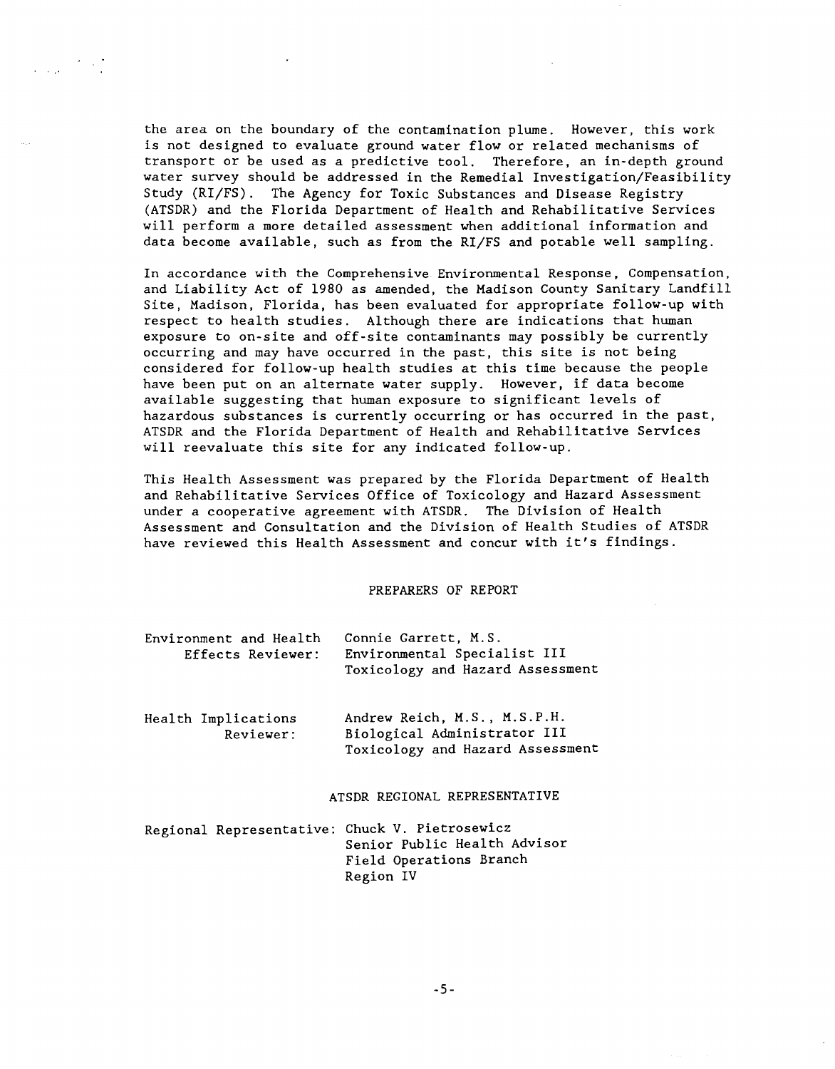the area on the boundary of the contamination plume. However, this work is not designed to evaluate ground water flow or related mechanisms of transport or be used as a predictive tool. Therefore, an in-depth ground water survey should be addressed in the Remedial Investigation/Feasibility Study (RI/FS). The Agency for Toxic Substances and Disease Registry (ATSDR) and the Florida Department of Health and Rehabilitative Services will perform a more detailed assessment when additional information and data become available, such as from the RI/FS and potable well sampling.

In accordance with the Comprehensive Environmental Response, Compensation, and Liability Act of 1980 as amended, the Madison County Sanitary Landfill Site, Madison, Florida, has been evaluated for appropriate follow-up with respect to health studies. Although there are indications that human exposure to on-site and off-site contaminants may possibly be currently occurring and may have occurred in the past, this site is not being considered for follow-up health studies at this time because the people have been put on an alternate water supply. However, if data become available suggesting that human exposure to significant levels of hazardous substances is currently occurring or has occurred in the past, ATSDR and the Florida Department of Health and Rehabilitative Services will reevaluate this site for any indicated follow-up.

This Health Assessment was prepared by the Florida Department of Health and Rehabilitative Services Office of Toxicology and Hazard Assessment under a cooperative agreement with ATSDR. The Division of Health Assessment and Consultation and the Division of Health Studies of ATSDR have reviewed this Health Assessment and concur with it's findings.

## PREPARERS OF REPORT

Environment and Health Effects Reviewer: Connie Garrett, M.S.
Environmental Specialist III
Toxicology and Hazard Assessment

Health Implications Reviewer: Andrew Reich, M.S., M.S.P.H.
Biological Administrator III
Toxicology and Hazard Assessment

## ATSDR REGIONAL REPRESENTATIVE

Regional Representative: Chuck V. Pietrosewicz
Senior Public Health Advisor
Field Operations Branch
Region IV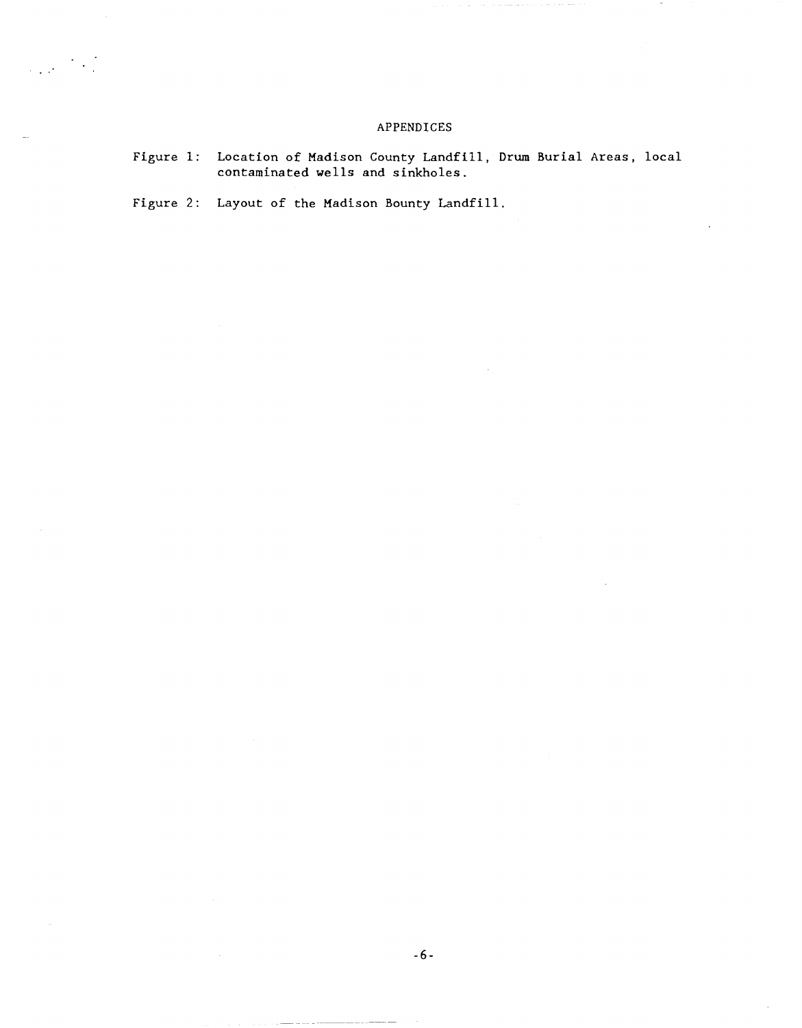# APPENDICES

Figure 1: Location of Madison County Landfill, Drum Burial Areas, local contaminated wells and sinkholes.

Figure 2: Layout of the Madison Bounty Landfill.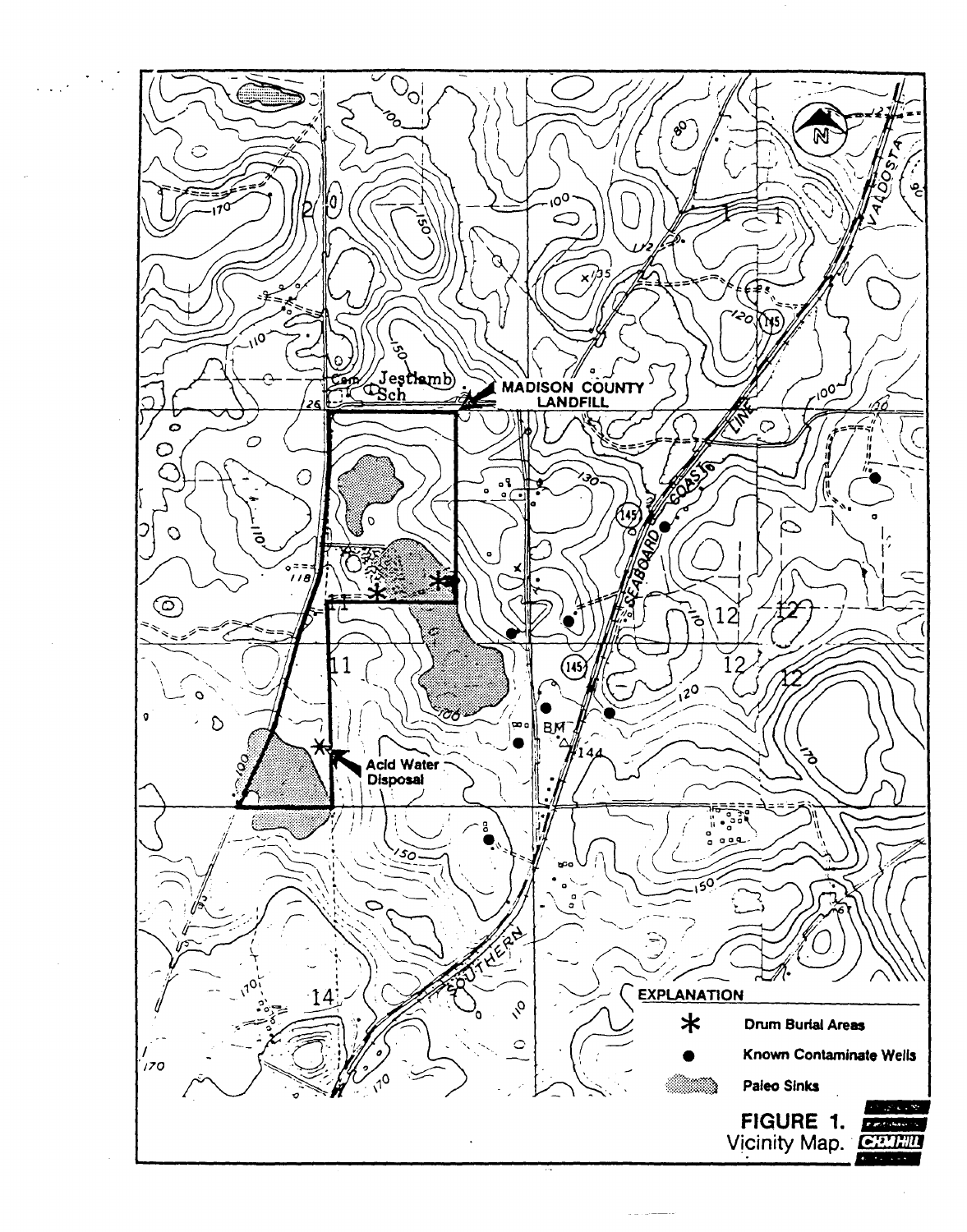MADISON COUNTY LANDFILL

Acid Water Disposal

EXPLANATION

* Drum Burial Areas

● Known Contaminate Wells

Paleo Sinks

**FIGURE 1.**
Vicinity Map.

CH2M HILL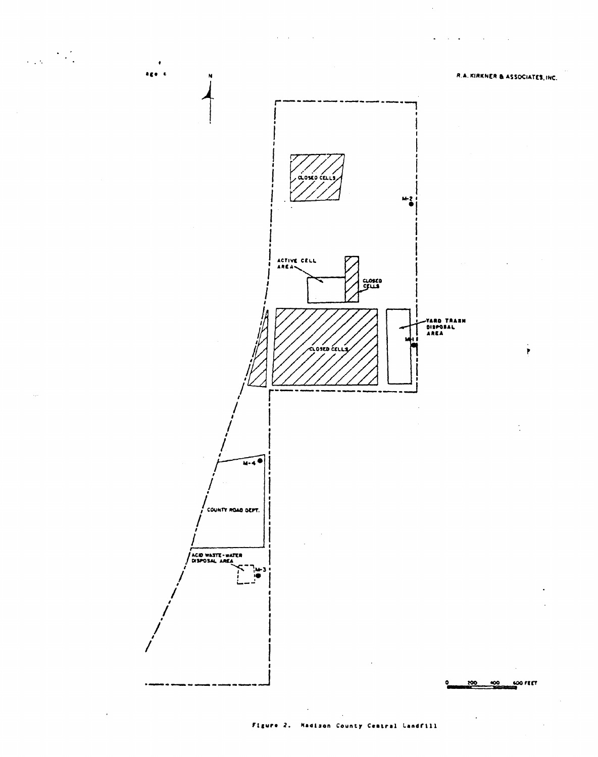R.A. KIRKNER & ASSOCIATES, INC.

N

CLOSED CELLS

M-2

ACTIVE CELL AREA

CLOSED CELLS

YARD TRASH DISPOSAL AREA

CLOSED CELLS

M-1

M-4

COUNTY ROAD DEPT.

ACID WASTE-WATER DISPOSAL AREA

M-3

0 200 400 600 FEET

Figure 2. Madison County Central Landfill